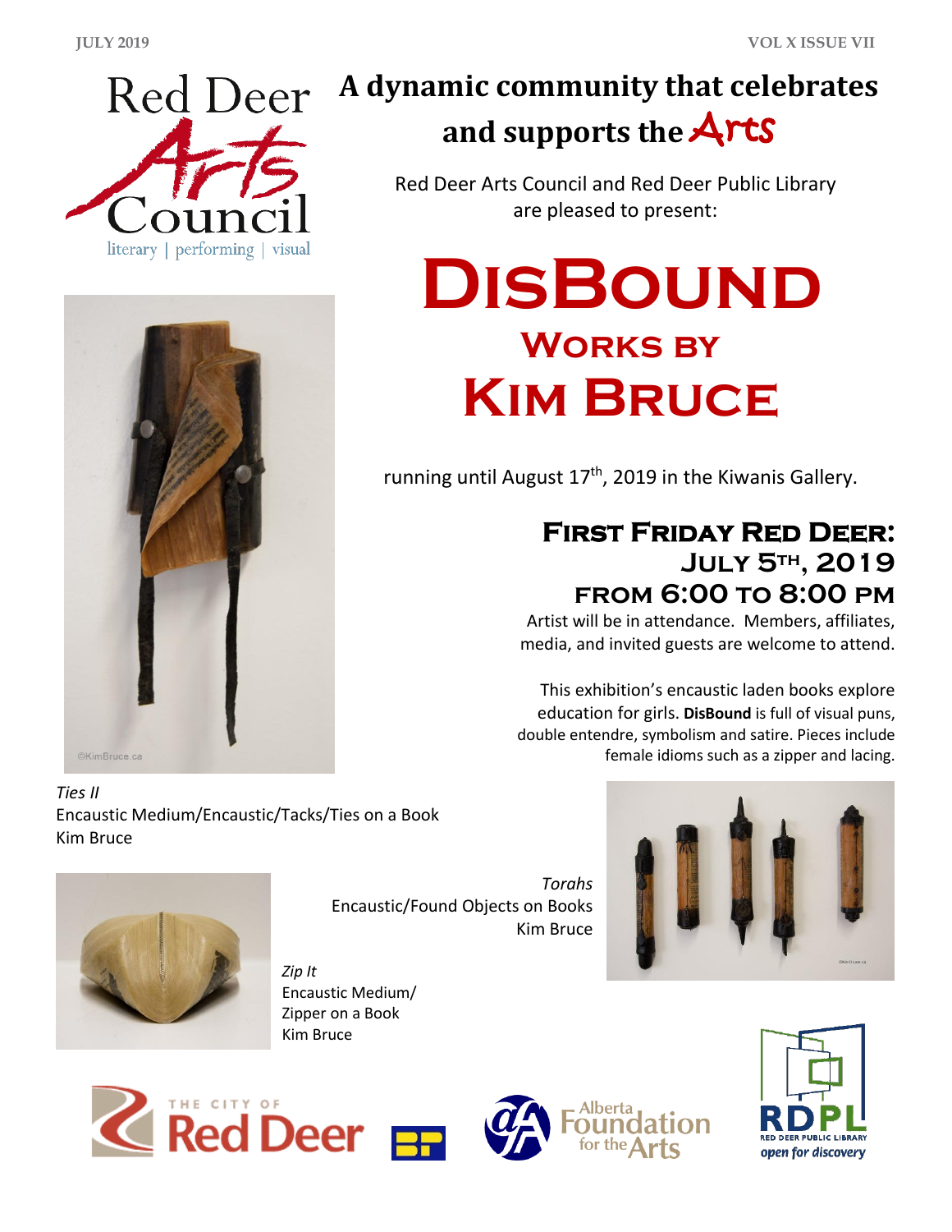# A dynamic community that celebrates and supports the Arts

Red Deer Arts Council and Red Deer Public Library are pleased to present:

# DisBound

## Works by Kim Bruce

running until August 17th, 2019 in the Kiwanis Gallery.

### First Friday Red Deer: July 5th, 2019 from 6:00 to 8:00 pm

Artist will be in attendance. Members, affiliates, media, and invited guests are welcome to attend.

This exhibition's encaustic laden books explore education for girls. **DisBound** is full of visual puns, double entendre, symbolism and satire. Pieces include female idioms such as a zipper and lacing.

*Ties II*
Encaustic Medium/Encaustic/Tacks/Ties on a Book
Kim Bruce

*Torahs*
Encaustic/Found Objects on Books
Kim Bruce

*Zip It*
Encaustic Medium/
Zipper on a Book
Kim Bruce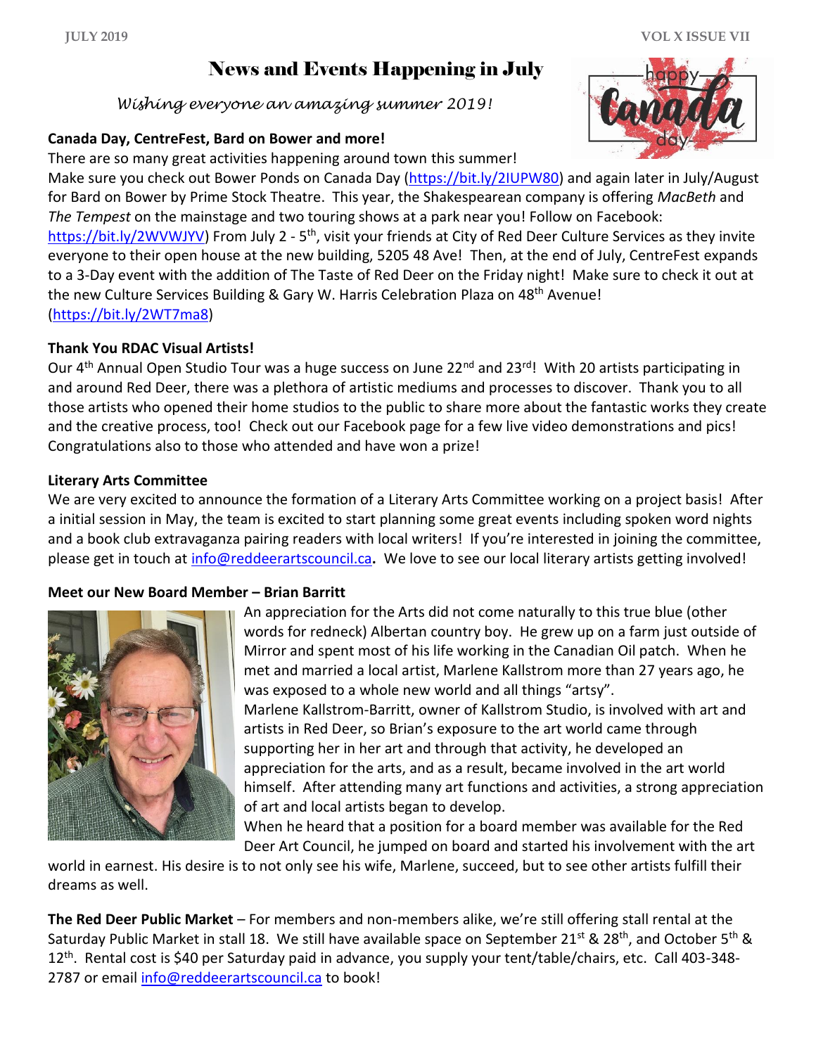# News and Events Happening in July

*Wishing everyone an amazing summer 2019!*

**Canada Day, CentreFest, Bard on Bower and more!**

There are so many great activities happening around town this summer! Make sure you check out Bower Ponds on Canada Day (https://bit.ly/2IUPW80) and again later in July/August for Bard on Bower by Prime Stock Theatre. This year, the Shakespearean company is offering *MacBeth* and *The Tempest* on the mainstage and two touring shows at a park near you! Follow on Facebook: https://bit.ly/2WVWJYV) From July 2 - 5th, visit your friends at City of Red Deer Culture Services as they invite everyone to their open house at the new building, 5205 48 Ave! Then, at the end of July, CentreFest expands to a 3-Day event with the addition of The Taste of Red Deer on the Friday night! Make sure to check it out at the new Culture Services Building & Gary W. Harris Celebration Plaza on 48th Avenue! (https://bit.ly/2WT7ma8)

**Thank You RDAC Visual Artists!**

Our 4th Annual Open Studio Tour was a huge success on June 22nd and 23rd! With 20 artists participating in and around Red Deer, there was a plethora of artistic mediums and processes to discover. Thank you to all those artists who opened their home studios to the public to share more about the fantastic works they create and the creative process, too! Check out our Facebook page for a few live video demonstrations and pics! Congratulations also to those who attended and have won a prize!

**Literary Arts Committee**

We are very excited to announce the formation of a Literary Arts Committee working on a project basis! After a initial session in May, the team is excited to start planning some great events including spoken word nights and a book club extravaganza pairing readers with local writers! If you're interested in joining the committee, please get in touch at info@reddeerartscouncil.ca**.** We love to see our local literary artists getting involved!

**Meet our New Board Member – Brian Barritt**

An appreciation for the Arts did not come naturally to this true blue (other words for redneck) Albertan country boy. He grew up on a farm just outside of Mirror and spent most of his life working in the Canadian Oil patch. When he met and married a local artist, Marlene Kallstrom more than 27 years ago, he was exposed to a whole new world and all things "artsy".

Marlene Kallstrom-Barritt, owner of Kallstrom Studio, is involved with art and artists in Red Deer, so Brian's exposure to the art world came through supporting her in her art and through that activity, he developed an appreciation for the arts, and as a result, became involved in the art world himself. After attending many art functions and activities, a strong appreciation of art and local artists began to develop.

When he heard that a position for a board member was available for the Red Deer Art Council, he jumped on board and started his involvement with the art world in earnest. His desire is to not only see his wife, Marlene, succeed, but to see other artists fulfill their dreams as well.

**The Red Deer Public Market** – For members and non-members alike, we're still offering stall rental at the Saturday Public Market in stall 18. We still have available space on September 21st & 28th, and October 5th & 12th. Rental cost is $40 per Saturday paid in advance, you supply your tent/table/chairs, etc. Call 403-348-2787 or email info@reddeerartscouncil.ca to book!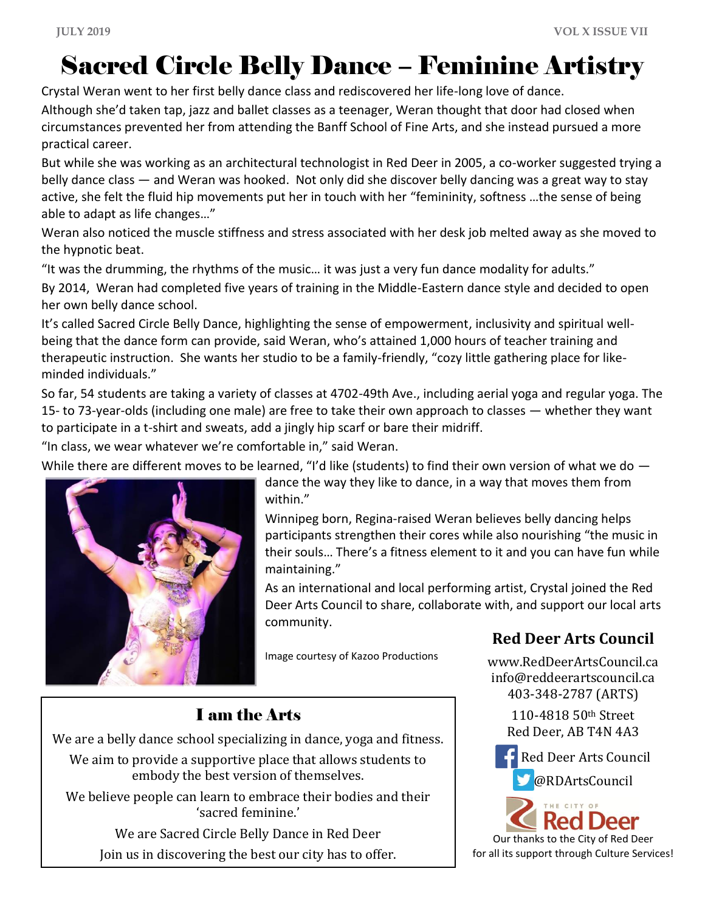# Sacred Circle Belly Dance – Feminine Artistry

Crystal Weran went to her first belly dance class and rediscovered her life-long love of dance.

Although she'd taken tap, jazz and ballet classes as a teenager, Weran thought that door had closed when circumstances prevented her from attending the Banff School of Fine Arts, and she instead pursued a more practical career.

But while she was working as an architectural technologist in Red Deer in 2005, a co-worker suggested trying a belly dance class — and Weran was hooked. Not only did she discover belly dancing was a great way to stay active, she felt the fluid hip movements put her in touch with her "femininity, softness …the sense of being able to adapt as life changes…"

Weran also noticed the muscle stiffness and stress associated with her desk job melted away as she moved to the hypnotic beat.

"It was the drumming, the rhythms of the music… it was just a very fun dance modality for adults."

By 2014, Weran had completed five years of training in the Middle-Eastern dance style and decided to open her own belly dance school.

It's called Sacred Circle Belly Dance, highlighting the sense of empowerment, inclusivity and spiritual well-being that the dance form can provide, said Weran, who's attained 1,000 hours of teacher training and therapeutic instruction. She wants her studio to be a family-friendly, "cozy little gathering place for like-minded individuals."

So far, 54 students are taking a variety of classes at 4702-49th Ave., including aerial yoga and regular yoga. The 15- to 73-year-olds (including one male) are free to take their own approach to classes — whether they want to participate in a t-shirt and sweats, add a jingly hip scarf or bare their midriff.

"In class, we wear whatever we're comfortable in," said Weran.

While there are different moves to be learned, "I'd like (students) to find their own version of what we do — dance the way they like to dance, in a way that moves them from within."

Winnipeg born, Regina-raised Weran believes belly dancing helps participants strengthen their cores while also nourishing "the music in their souls… There's a fitness element to it and you can have fun while maintaining."

As an international and local performing artist, Crystal joined the Red Deer Arts Council to share, collaborate with, and support our local arts community.

Image courtesy of Kazoo Productions

## I am the Arts

We are a belly dance school specializing in dance, yoga and fitness.

We aim to provide a supportive place that allows students to embody the best version of themselves.

We believe people can learn to embrace their bodies and their 'sacred feminine.'

We are Sacred Circle Belly Dance in Red Deer

Join us in discovering the best our city has to offer.

## Red Deer Arts Council

www.RedDeerArtsCouncil.ca
info@reddeerartscouncil.ca
403-348-2787 (ARTS)

110-4818 50th Street
Red Deer, AB T4N 4A3

Red Deer Arts Council
@RDArtsCouncil

Our thanks to the City of Red Deer for all its support through Culture Services!